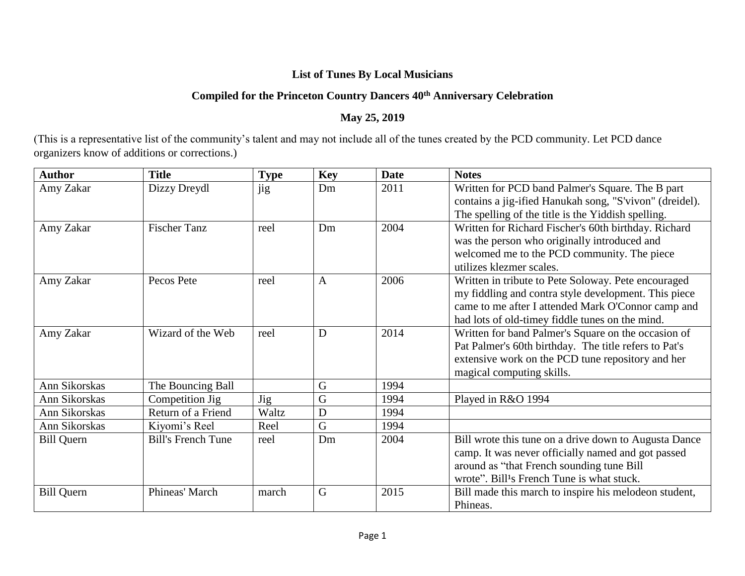**List of Tunes By Local Musicians**

**Compiled for the Princeton Country Dancers 40th Anniversary Celebration**

**May 25, 2019**

(This is a representative list of the community's talent and may not include all of the tunes created by the PCD community. Let PCD dance organizers know of additions or corrections.)

| Author | Title | Type | Key | Date | Notes |
|---|---|---|---|---|---|
| Amy Zakar | Dizzy Dreydl | jig | Dm | 2011 | Written for PCD band Palmer's Square. The B part contains a jig-ified Hanukah song, "S'vivon" (dreidel). The spelling of the title is the Yiddish spelling. |
| Amy Zakar | Fischer Tanz | reel | Dm | 2004 | Written for Richard Fischer's 60th birthday. Richard was the person who originally introduced and welcomed me to the PCD community. The piece utilizes klezmer scales. |
| Amy Zakar | Pecos Pete | reel | A | 2006 | Written in tribute to Pete Soloway. Pete encouraged my fiddling and contra style development. This piece came to me after I attended Mark O'Connor camp and had lots of old-timey fiddle tunes on the mind. |
| Amy Zakar | Wizard of the Web | reel | D | 2014 | Written for band Palmer's Square on the occasion of Pat Palmer's 60th birthday. The title refers to Pat's extensive work on the PCD tune repository and her magical computing skills. |
| Ann Sikorskas | The Bouncing Ball | | G | 1994 | |
| Ann Sikorskas | Competition Jig | Jig | G | 1994 | Played in R&O 1994 |
| Ann Sikorskas | Return of a Friend | Waltz | D | 1994 | |
| Ann Sikorskas | Kiyomi's Reel | Reel | G | 1994 | |
| Bill Quern | Bill's French Tune | reel | Dm | 2004 | Bill wrote this tune on a drive down to Augusta Dance camp. It was never officially named and got passed around as "that French sounding tune Bill wrote". Bill¹s French Tune is what stuck. |
| Bill Quern | Phineas' March | march | G | 2015 | Bill made this march to inspire his melodeon student, Phineas. |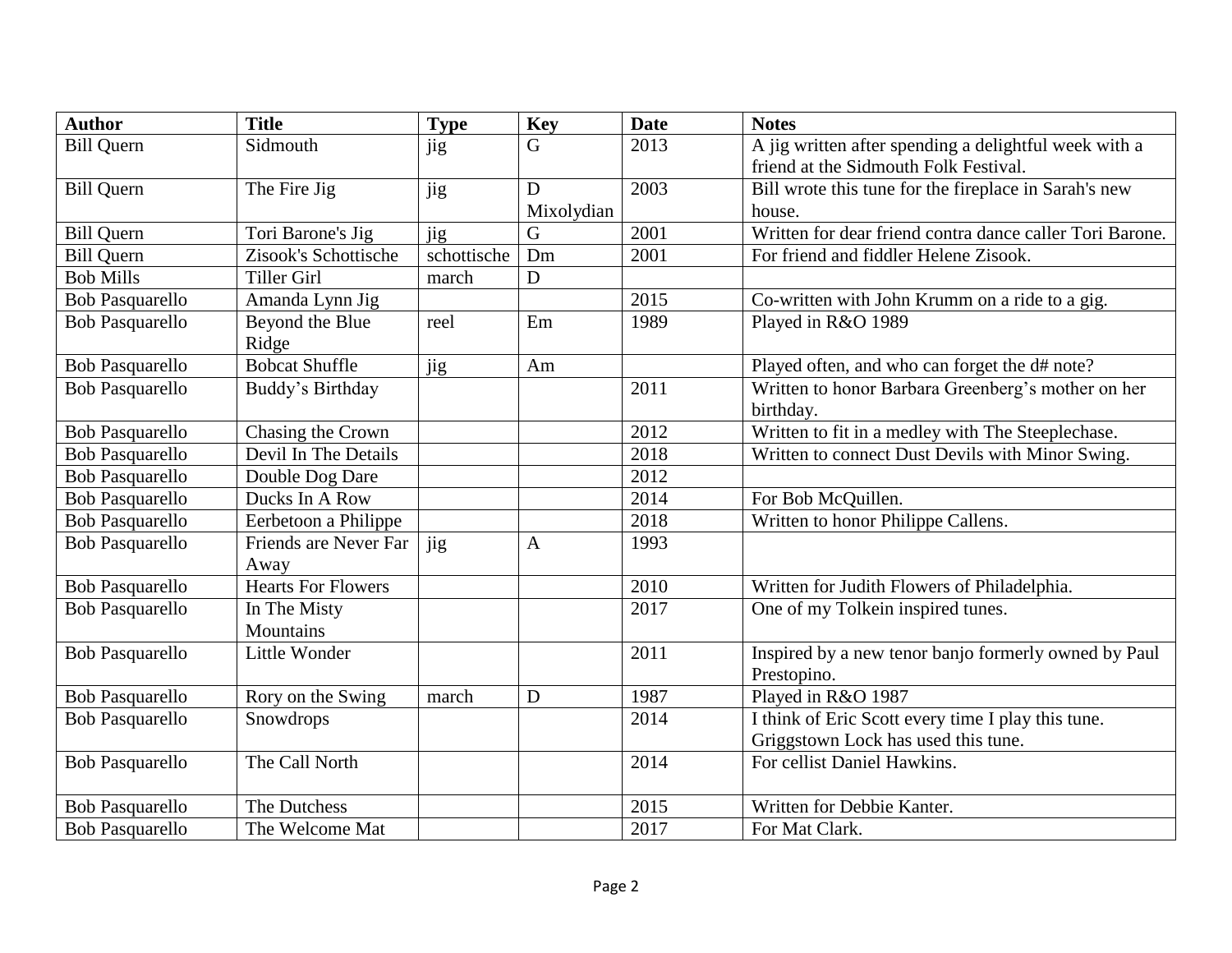| Author | Title | Type | Key | Date | Notes |
| --- | --- | --- | --- | --- | --- |
| Bill Quern | Sidmouth | jig | G | 2013 | A jig written after spending a delightful week with a friend at the Sidmouth Folk Festival. |
| Bill Quern | The Fire Jig | jig | D Mixolydian | 2003 | Bill wrote this tune for the fireplace in Sarah's new house. |
| Bill Quern | Tori Barone's Jig | jig | G | 2001 | Written for dear friend contra dance caller Tori Barone. |
| Bill Quern | Zisook's Schottische | schottische | Dm | 2001 | For friend and fiddler Helene Zisook. |
| Bob Mills | Tiller Girl | march | D | | |
| Bob Pasquarello | Amanda Lynn Jig | | | 2015 | Co-written with John Krumm on a ride to a gig. |
| Bob Pasquarello | Beyond the Blue Ridge | reel | Em | 1989 | Played in R&O 1989 |
| Bob Pasquarello | Bobcat Shuffle | jig | Am | | Played often, and who can forget the d# note? |
| Bob Pasquarello | Buddy’s Birthday | | | 2011 | Written to honor Barbara Greenberg’s mother on her birthday. |
| Bob Pasquarello | Chasing the Crown | | | 2012 | Written to fit in a medley with The Steeplechase. |
| Bob Pasquarello | Devil In The Details | | | 2018 | Written to connect Dust Devils with Minor Swing. |
| Bob Pasquarello | Double Dog Dare | | | 2012 | |
| Bob Pasquarello | Ducks In A Row | | | 2014 | For Bob McQuillen. |
| Bob Pasquarello | Eerbetoon a Philippe | | | 2018 | Written to honor Philippe Callens. |
| Bob Pasquarello | Friends are Never Far Away | jig | A | 1993 | |
| Bob Pasquarello | Hearts For Flowers | | | 2010 | Written for Judith Flowers of Philadelphia. |
| Bob Pasquarello | In The Misty Mountains | | | 2017 | One of my Tolkein inspired tunes. |
| Bob Pasquarello | Little Wonder | | | 2011 | Inspired by a new tenor banjo formerly owned by Paul Prestopino. |
| Bob Pasquarello | Rory on the Swing | march | D | 1987 | Played in R&O 1987 |
| Bob Pasquarello | Snowdrops | | | 2014 | I think of Eric Scott every time I play this tune. Griggstown Lock has used this tune. |
| Bob Pasquarello | The Call North | | | 2014 | For cellist Daniel Hawkins. |
| Bob Pasquarello | The Dutchess | | | 2015 | Written for Debbie Kanter. |
| Bob Pasquarello | The Welcome Mat | | | 2017 | For Mat Clark. |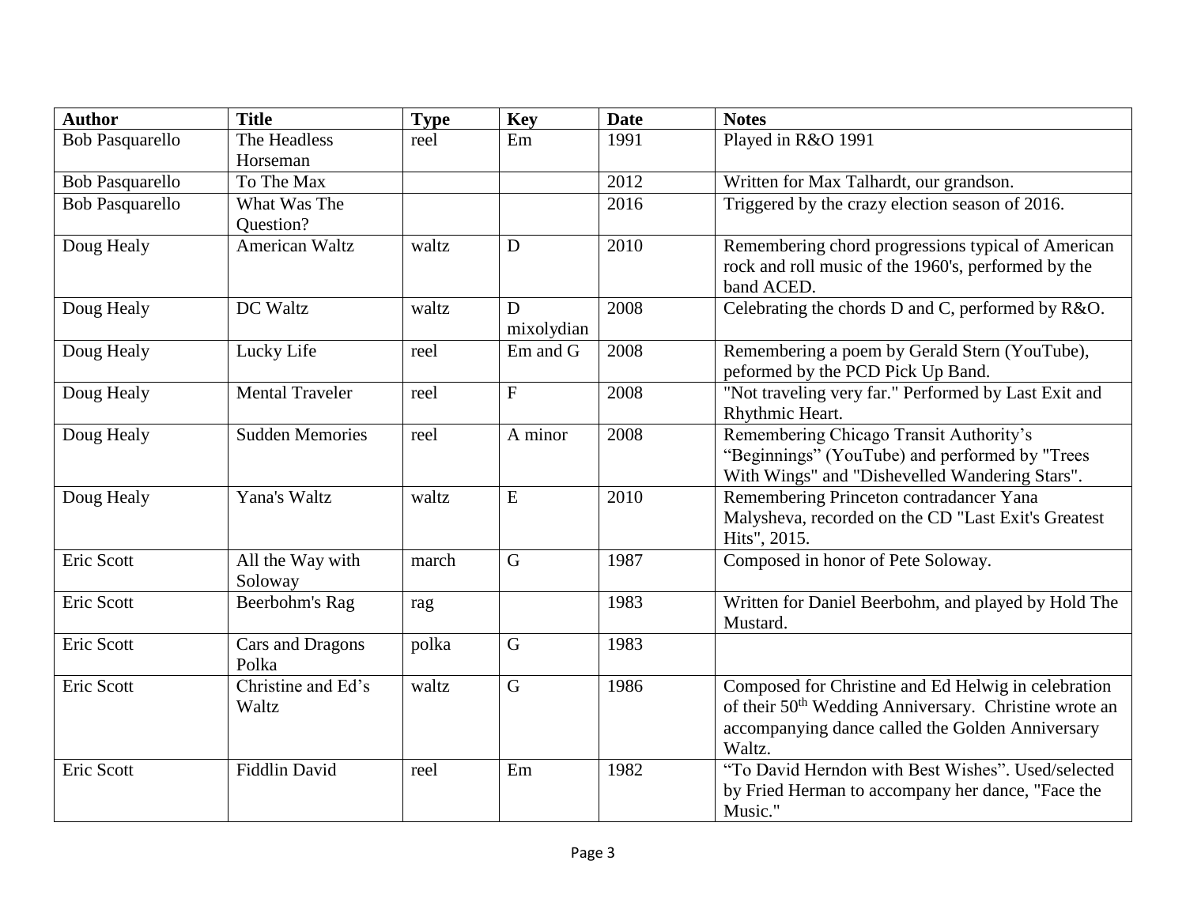| Author | Title | Type | Key | Date | Notes |
|---|---|---|---|---|---|
| Bob Pasquarello | The Headless Horseman | reel | Em | 1991 | Played in R&O 1991 |
| Bob Pasquarello | To The Max | | | 2012 | Written for Max Talhardt, our grandson. |
| Bob Pasquarello | What Was The Question? | | | 2016 | Triggered by the crazy election season of 2016. |
| Doug Healy | American Waltz | waltz | D | 2010 | Remembering chord progressions typical of American rock and roll music of the 1960's, performed by the band ACED. |
| Doug Healy | DC Waltz | waltz | D mixolydian | 2008 | Celebrating the chords D and C, performed by R&O. |
| Doug Healy | Lucky Life | reel | Em and G | 2008 | Remembering a poem by Gerald Stern (YouTube), peformed by the PCD Pick Up Band. |
| Doug Healy | Mental Traveler | reel | F | 2008 | "Not traveling very far." Performed by Last Exit and Rhythmic Heart. |
| Doug Healy | Sudden Memories | reel | A minor | 2008 | Remembering Chicago Transit Authority's "Beginnings" (YouTube) and performed by "Trees With Wings" and "Dishevelled Wandering Stars". |
| Doug Healy | Yana's Waltz | waltz | E | 2010 | Remembering Princeton contradancer Yana Malysheva, recorded on the CD "Last Exit's Greatest Hits", 2015. |
| Eric Scott | All the Way with Soloway | march | G | 1987 | Composed in honor of Pete Soloway. |
| Eric Scott | Beerbohm's Rag | rag | | 1983 | Written for Daniel Beerbohm, and played by Hold The Mustard. |
| Eric Scott | Cars and Dragons Polka | polka | G | 1983 | |
| Eric Scott | Christine and Ed's Waltz | waltz | G | 1986 | Composed for Christine and Ed Helwig in celebration of their 50th Wedding Anniversary. Christine wrote an accompanying dance called the Golden Anniversary Waltz. |
| Eric Scott | Fiddlin David | reel | Em | 1982 | "To David Herndon with Best Wishes". Used/selected by Fried Herman to accompany her dance, "Face the Music." |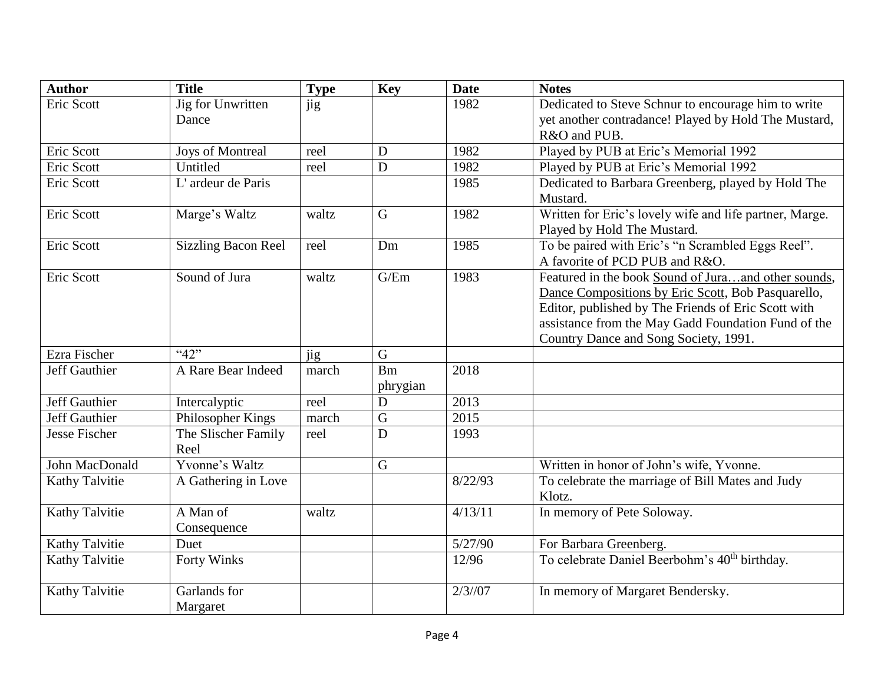| Author | Title | Type | Key | Date | Notes |
|---|---|---|---|---|---|
| Eric Scott | Jig for Unwritten Dance | jig | | 1982 | Dedicated to Steve Schnur to encourage him to write yet another contradance! Played by Hold The Mustard, R&O and PUB. |
| Eric Scott | Joys of Montreal | reel | D | 1982 | Played by PUB at Eric's Memorial 1992 |
| Eric Scott | Untitled | reel | D | 1982 | Played by PUB at Eric's Memorial 1992 |
| Eric Scott | L' ardeur de Paris | | | 1985 | Dedicated to Barbara Greenberg, played by Hold The Mustard. |
| Eric Scott | Marge's Waltz | waltz | G | 1982 | Written for Eric's lovely wife and life partner, Marge. Played by Hold The Mustard. |
| Eric Scott | Sizzling Bacon Reel | reel | Dm | 1985 | To be paired with Eric's "n Scrambled Eggs Reel". A favorite of PCD PUB and R&O. |
| Eric Scott | Sound of Jura | waltz | G/Em | 1983 | Featured in the book Sound of Jura…and other sounds, Dance Compositions by Eric Scott, Bob Pasquarello, Editor, published by The Friends of Eric Scott with assistance from the May Gadd Foundation Fund of the Country Dance and Song Society, 1991. |
| Ezra Fischer | "42" | jig | G | | |
| Jeff Gauthier | A Rare Bear Indeed | march | Bm phrygian | 2018 | |
| Jeff Gauthier | Intercalyptic | reel | D | 2013 | |
| Jeff Gauthier | Philosopher Kings | march | G | 2015 | |
| Jesse Fischer | The Slischer Family Reel | reel | D | 1993 | |
| John MacDonald | Yvonne's Waltz | | G | | Written in honor of John's wife, Yvonne. |
| Kathy Talvitie | A Gathering in Love | | | 8/22/93 | To celebrate the marriage of Bill Mates and Judy Klotz. |
| Kathy Talvitie | A Man of Consequence | waltz | | 4/13/11 | In memory of Pete Soloway. |
| Kathy Talvitie | Duet | | | 5/27/90 | For Barbara Greenberg. |
| Kathy Talvitie | Forty Winks | | | 12/96 | To celebrate Daniel Beerbohm's 40th birthday. |
| Kathy Talvitie | Garlands for Margaret | | | 2/3//07 | In memory of Margaret Bendersky. |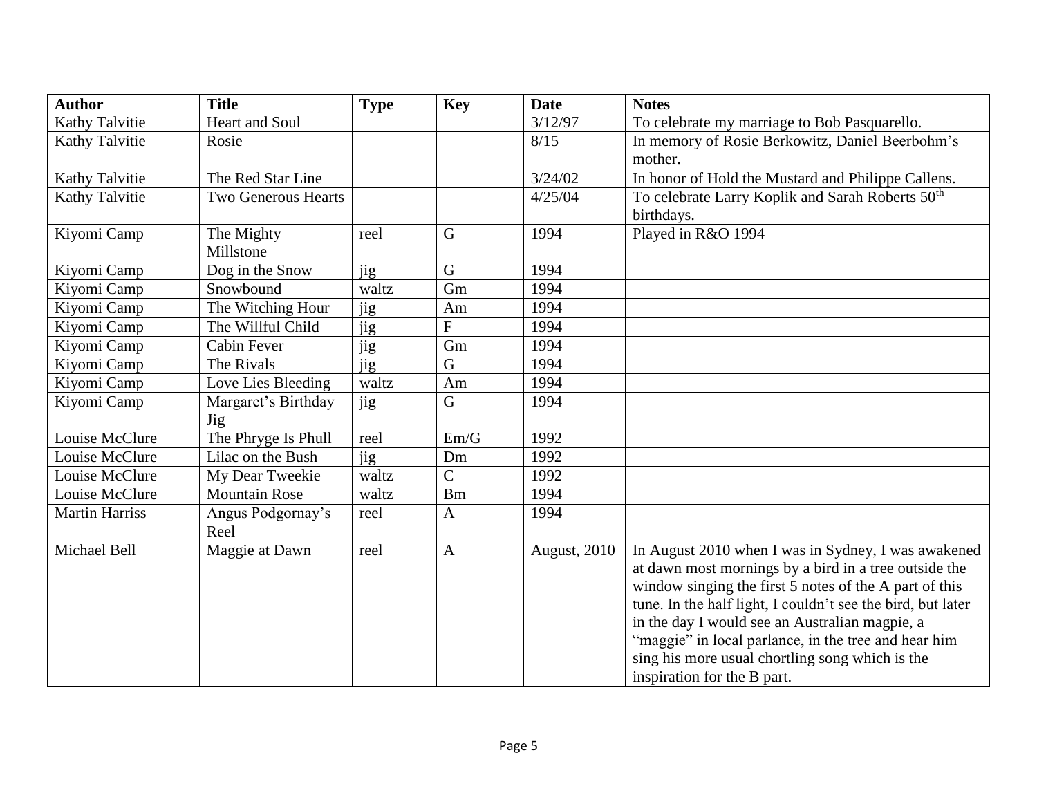| Author | Title | Type | Key | Date | Notes |
|---|---|---|---|---|---|
| Kathy Talvitie | Heart and Soul | | | 3/12/97 | To celebrate my marriage to Bob Pasquarello. |
| Kathy Talvitie | Rosie | | | 8/15 | In memory of Rosie Berkowitz, Daniel Beerbohm's mother. |
| Kathy Talvitie | The Red Star Line | | | 3/24/02 | In honor of Hold the Mustard and Philippe Callens. |
| Kathy Talvitie | Two Generous Hearts | | | 4/25/04 | To celebrate Larry Koplik and Sarah Roberts 50th birthdays. |
| Kiyomi Camp | The Mighty Millstone | reel | G | 1994 | Played in R&O 1994 |
| Kiyomi Camp | Dog in the Snow | jig | G | 1994 | |
| Kiyomi Camp | Snowbound | waltz | Gm | 1994 | |
| Kiyomi Camp | The Witching Hour | jig | Am | 1994 | |
| Kiyomi Camp | The Willful Child | jig | F | 1994 | |
| Kiyomi Camp | Cabin Fever | jig | Gm | 1994 | |
| Kiyomi Camp | The Rivals | jig | G | 1994 | |
| Kiyomi Camp | Love Lies Bleeding | waltz | Am | 1994 | |
| Kiyomi Camp | Margaret's Birthday Jig | jig | G | 1994 | |
| Louise McClure | The Phryge Is Phull | reel | Em/G | 1992 | |
| Louise McClure | Lilac on the Bush | jig | Dm | 1992 | |
| Louise McClure | My Dear Tweekie | waltz | C | 1992 | |
| Louise McClure | Mountain Rose | waltz | Bm | 1994 | |
| Martin Harriss | Angus Podgornay's Reel | reel | A | 1994 | |
| Michael Bell | Maggie at Dawn | reel | A | August, 2010 | In August 2010 when I was in Sydney, I was awakened at dawn most mornings by a bird in a tree outside the window singing the first 5 notes of the A part of this tune. In the half light, I couldn't see the bird, but later in the day I would see an Australian magpie, a "maggie" in local parlance, in the tree and hear him sing his more usual chortling song which is the inspiration for the B part. |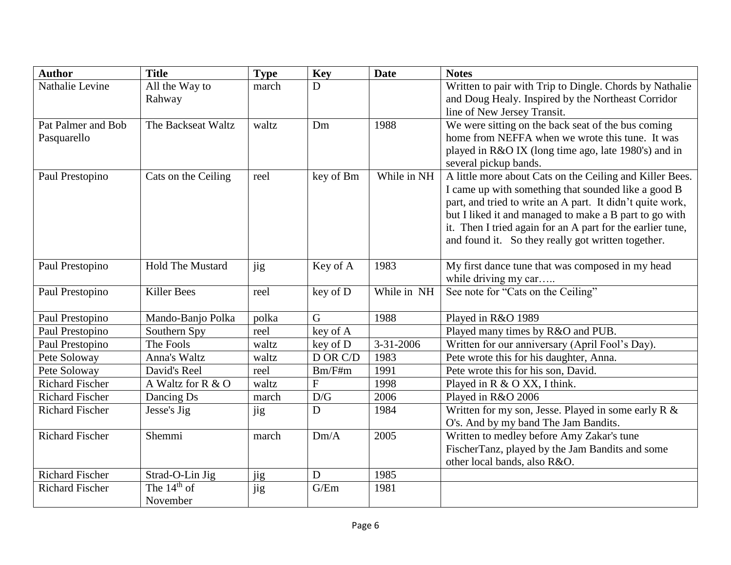| Author | Title | Type | Key | Date | Notes |
|---|---|---|---|---|---|
| Nathalie Levine | All the Way to Rahway | march | D | | Written to pair with Trip to Dingle. Chords by Nathalie and Doug Healy. Inspired by the Northeast Corridor line of New Jersey Transit. |
| Pat Palmer and Bob Pasquarello | The Backseat Waltz | waltz | Dm | 1988 | We were sitting on the back seat of the bus coming home from NEFFA when we wrote this tune. It was played in R&O IX (long time ago, late 1980's) and in several pickup bands. |
| Paul Prestopino | Cats on the Ceiling | reel | key of Bm | While in NH | A little more about Cats on the Ceiling and Killer Bees. I came up with something that sounded like a good B part, and tried to write an A part. It didn't quite work, but I liked it and managed to make a B part to go with it. Then I tried again for an A part for the earlier tune, and found it. So they really got written together. |
| Paul Prestopino | Hold The Mustard | jig | Key of A | 1983 | My first dance tune that was composed in my head while driving my car….. |
| Paul Prestopino | Killer Bees | reel | key of D | While in NH | See note for "Cats on the Ceiling" |
| Paul Prestopino | Mando-Banjo Polka | polka | G | 1988 | Played in R&O 1989 |
| Paul Prestopino | Southern Spy | reel | key of A | | Played many times by R&O and PUB. |
| Paul Prestopino | The Fools | waltz | key of D | 3-31-2006 | Written for our anniversary (April Fool's Day). |
| Pete Soloway | Anna's Waltz | waltz | D OR C/D | 1983 | Pete wrote this for his daughter, Anna. |
| Pete Soloway | David's Reel | reel | Bm/F#m | 1991 | Pete wrote this for his son, David. |
| Richard Fischer | A Waltz for R & O | waltz | F | 1998 | Played in R & O XX, I think. |
| Richard Fischer | Dancing Ds | march | D/G | 2006 | Played in R&O 2006 |
| Richard Fischer | Jesse's Jig | jig | D | 1984 | Written for my son, Jesse. Played in some early R & O's. And by my band The Jam Bandits. |
| Richard Fischer | Shemmi | march | Dm/A | 2005 | Written to medley before Amy Zakar's tune FischerTanz, played by the Jam Bandits and some other local bands, also R&O. |
| Richard Fischer | Strad-O-Lin Jig | jig | D | 1985 | |
| Richard Fischer | The 14th of November | jig | G/Em | 1981 | |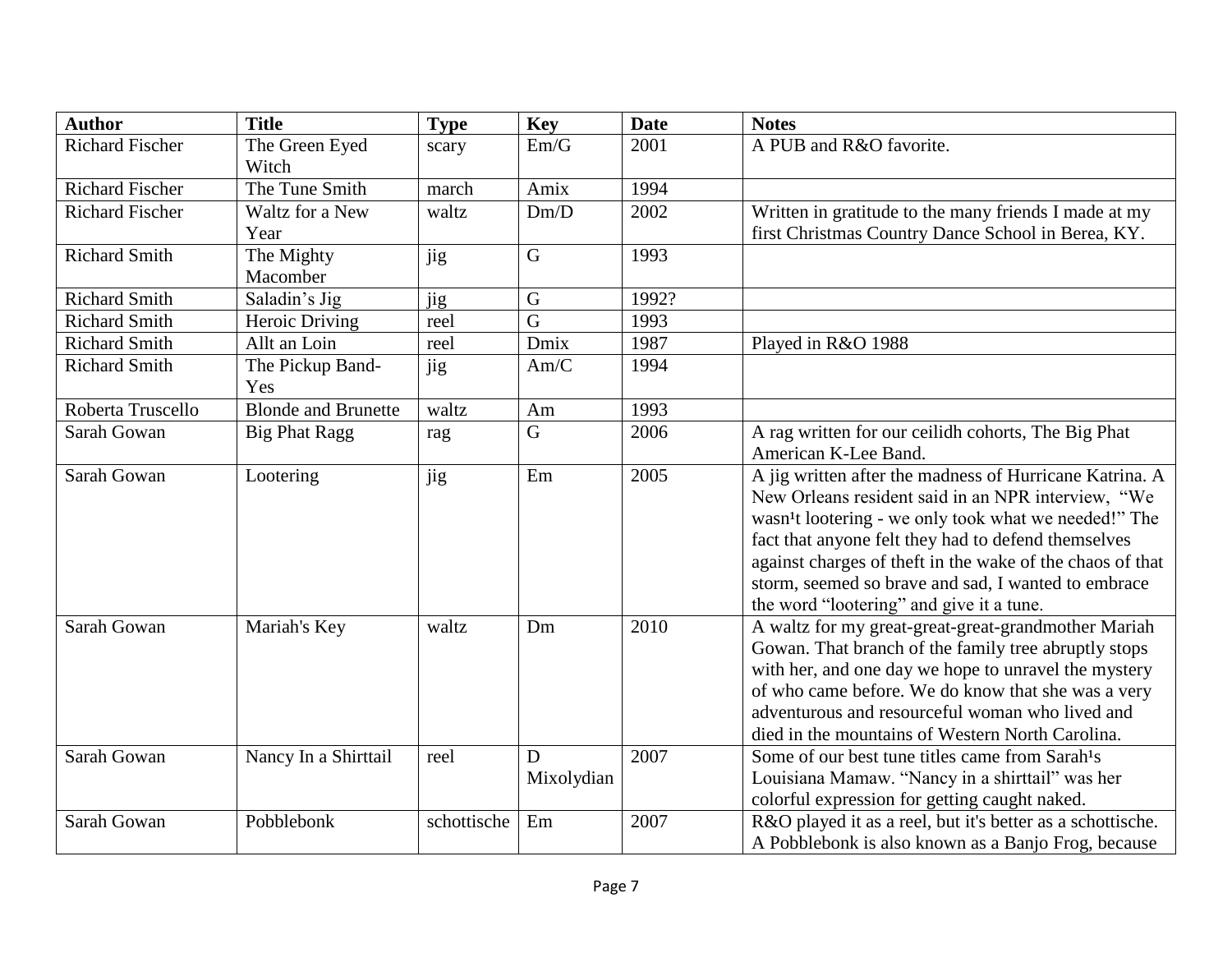| Author | Title | Type | Key | Date | Notes |
|---|---|---|---|---|---|
| Richard Fischer | The Green Eyed Witch | scary | Em/G | 2001 | A PUB and R&O favorite. |
| Richard Fischer | The Tune Smith | march | Amix | 1994 | |
| Richard Fischer | Waltz for a New Year | waltz | Dm/D | 2002 | Written in gratitude to the many friends I made at my first Christmas Country Dance School in Berea, KY. |
| Richard Smith | The Mighty Macomber | jig | G | 1993 | |
| Richard Smith | Saladin's Jig | jig | G | 1992? | |
| Richard Smith | Heroic Driving | reel | G | 1993 | |
| Richard Smith | Allt an Loin | reel | Dmix | 1987 | Played in R&O 1988 |
| Richard Smith | The Pickup Band-Yes | jig | Am/C | 1994 | |
| Roberta Truscello | Blonde and Brunette | waltz | Am | 1993 | |
| Sarah Gowan | Big Phat Ragg | rag | G | 2006 | A rag written for our ceilidh cohorts, The Big Phat American K-Lee Band. |
| Sarah Gowan | Lootering | jig | Em | 2005 | A jig written after the madness of Hurricane Katrina. A New Orleans resident said in an NPR interview, "We wasn¹t lootering - we only took what we needed!" The fact that anyone felt they had to defend themselves against charges of theft in the wake of the chaos of that storm, seemed so brave and sad, I wanted to embrace the word "lootering" and give it a tune. |
| Sarah Gowan | Mariah's Key | waltz | Dm | 2010 | A waltz for my great-great-great-grandmother Mariah Gowan. That branch of the family tree abruptly stops with her, and one day we hope to unravel the mystery of who came before. We do know that she was a very adventurous and resourceful woman who lived and died in the mountains of Western North Carolina. |
| Sarah Gowan | Nancy In a Shirttail | reel | D Mixolydian | 2007 | Some of our best tune titles came from Sarah¹s Louisiana Mamaw. "Nancy in a shirttail" was her colorful expression for getting caught naked. |
| Sarah Gowan | Pobblebonk | schottische | Em | 2007 | R&O played it as a reel, but it's better as a schottische. A Pobblebonk is also known as a Banjo Frog, because |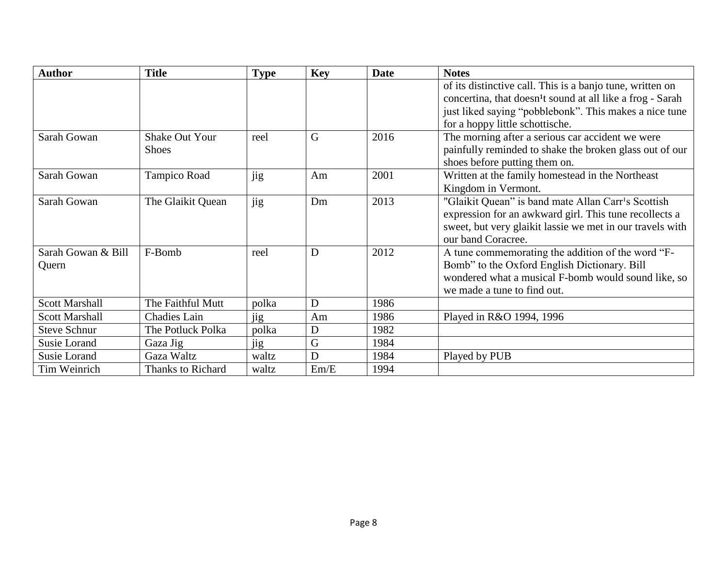| Author | Title | Type | Key | Date | Notes |
|---|---|---|---|---|---|
| | | | | | of its distinctive call. This is a banjo tune, written on concertina, that doesn¹t sound at all like a frog - Sarah just liked saying "pobblebonk". This makes a nice tune for a hoppy little schottische. |
| Sarah Gowan | Shake Out Your Shoes | reel | G | 2016 | The morning after a serious car accident we were painfully reminded to shake the broken glass out of our shoes before putting them on. |
| Sarah Gowan | Tampico Road | jig | Am | 2001 | Written at the family homestead in the Northeast Kingdom in Vermont. |
| Sarah Gowan | The Glaikit Quean | jig | Dm | 2013 | "Glaikit Quean" is band mate Allan Carr¹s Scottish expression for an awkward girl. This tune recollects a sweet, but very glaikit lassie we met in our travels with our band Coracree. |
| Sarah Gowan & Bill Quern | F-Bomb | reel | D | 2012 | A tune commemorating the addition of the word "F-Bomb" to the Oxford English Dictionary. Bill wondered what a musical F-bomb would sound like, so we made a tune to find out. |
| Scott Marshall | The Faithful Mutt | polka | D | 1986 | |
| Scott Marshall | Chadies Lain | jig | Am | 1986 | Played in R&O 1994, 1996 |
| Steve Schnur | The Potluck Polka | polka | D | 1982 | |
| Susie Lorand | Gaza Jig | jig | G | 1984 | |
| Susie Lorand | Gaza Waltz | waltz | D | 1984 | Played by PUB |
| Tim Weinrich | Thanks to Richard | waltz | Em/E | 1994 | |